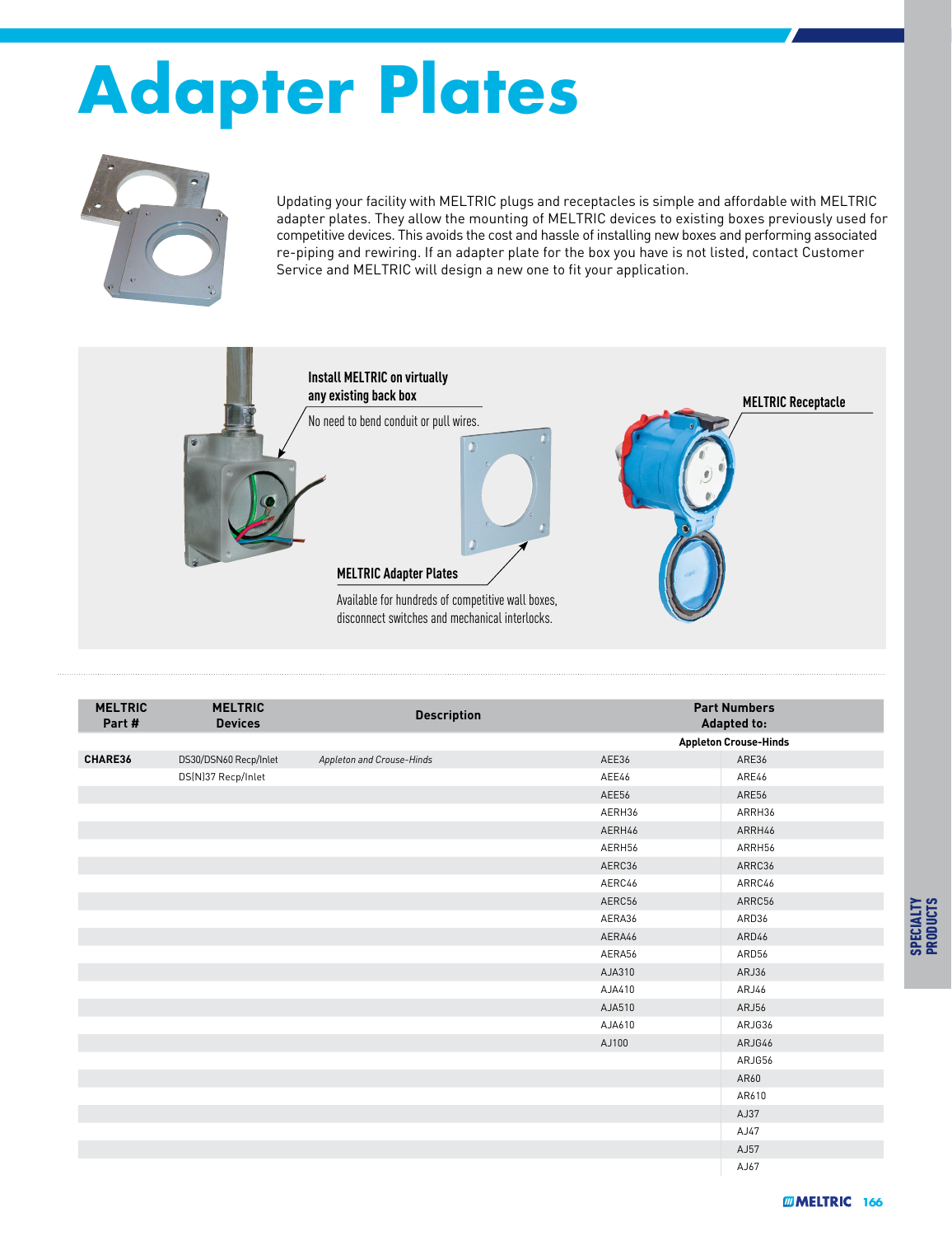# Adapter Plates

Updating your facility with MELTRIC plugs and receptacles is simple and affordable with MELTRIC adapter plates. They allow the mounting of MELTRIC devices to existing boxes previously used for competitive devices. This avoids the cost and hassle of installing new boxes and performing associated re-piping and rewiring. If an adapter plate for the box you have is not listed, contact Customer Service and MELTRIC will design a new one to fit your application.

**Install MELTRIC on virtually any existing back box**

No need to bend conduit or pull wires.

**MELTRIC Adapter Plates**

Available for hundreds of competitive wall boxes, disconnect switches and mechanical interlocks.

**MELTRIC Receptacle**

| MELTRIC Part # | MELTRIC Devices | Description | Part Numbers Adapted to: | |
|---|---|---|---|---|
| | | | Appleton Crouse-Hinds | |
| **CHARE36** | DS30/DSN60 Recp/Inlet | *Appleton and Crouse-Hinds* | AEE36 | ARE36 |
| | DS(N)37 Recp/Inlet | | AEE46 | ARE46 |
| | | | AEE56 | ARE56 |
| | | | AERH36 | ARRH36 |
| | | | AERH46 | ARRH46 |
| | | | AERH56 | ARRH56 |
| | | | AERC36 | ARRC36 |
| | | | AERC46 | ARRC46 |
| | | | AERC56 | ARRC56 |
| | | | AERA36 | ARD36 |
| | | | AERA46 | ARD46 |
| | | | AERA56 | ARD56 |
| | | | AJA310 | ARJ36 |
| | | | AJA410 | ARJ46 |
| | | | AJA510 | ARJ56 |
| | | | AJA610 | ARJG36 |
| | | | AJ100 | ARJG46 |
| | | | | ARJG56 |
| | | | | AR60 |
| | | | | AR610 |
| | | | | AJ37 |
| | | | | AJ47 |
| | | | | AJ57 |
| | | | | AJ67 |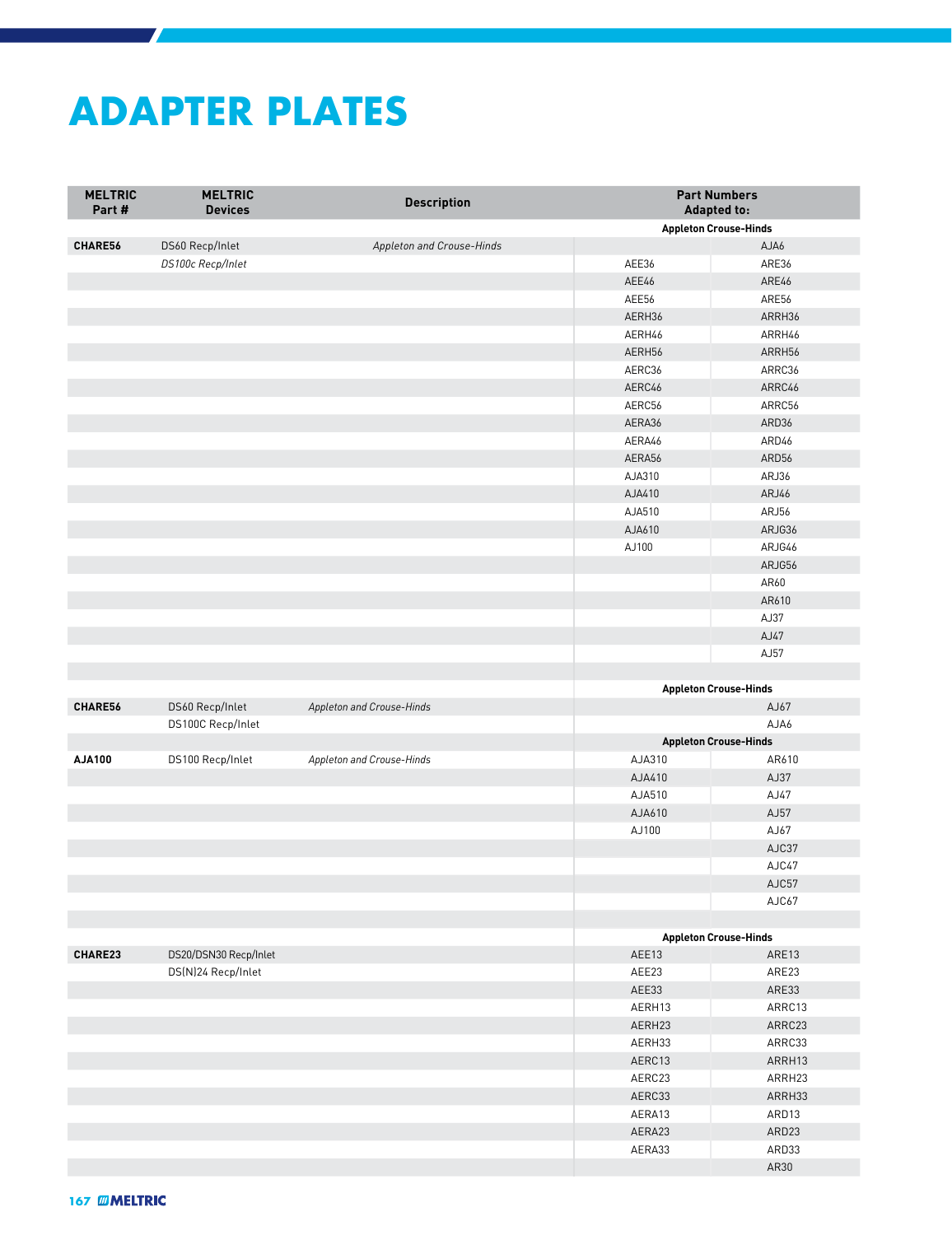# ADAPTER PLATES

| MELTRIC Part # | MELTRIC Devices | Description | Part Numbers Adapted to: | |
|---|---|---|---|---|
| | | | Appleton Crouse-Hinds | |
| **CHARE56** | DS60 Recp/Inlet | *Appleton and Crouse-Hinds* | | AJA6 |
| | *DS100c Recp/Inlet* | | AEE36 | ARE36 |
| | | | AEE46 | ARE46 |
| | | | AEE56 | ARE56 |
| | | | AERH36 | ARRH36 |
| | | | AERH46 | ARRH46 |
| | | | AERH56 | ARRH56 |
| | | | AERC36 | ARRC36 |
| | | | AERC46 | ARRC46 |
| | | | AERC56 | ARRC56 |
| | | | AERA36 | ARD36 |
| | | | AERA46 | ARD46 |
| | | | AERA56 | ARD56 |
| | | | AJA310 | ARJ36 |
| | | | AJA410 | ARJ46 |
| | | | AJA510 | ARJ56 |
| | | | AJA610 | ARJG36 |
| | | | AJ100 | ARJG46 |
| | | | | ARJG56 |
| | | | | AR60 |
| | | | | AR610 |
| | | | | AJ37 |
| | | | | AJ47 |
| | | | | AJ57 |
| | | | | |
| | | | Appleton Crouse-Hinds | |
| **CHARE56** | DS60 Recp/Inlet | *Appleton and Crouse-Hinds* | | AJ67 |
| | DS100C Recp/Inlet | | | AJA6 |
| | | | Appleton Crouse-Hinds | |
| **AJA100** | DS100 Recp/Inlet | *Appleton and Crouse-Hinds* | AJA310 | AR610 |
| | | | AJA410 | AJ37 |
| | | | AJA510 | AJ47 |
| | | | AJA610 | AJ57 |
| | | | AJ100 | AJ67 |
| | | | | AJC37 |
| | | | | AJC47 |
| | | | | AJC57 |
| | | | | AJC67 |
| | | | | |
| | | | Appleton Crouse-Hinds | |
| **CHARE23** | DS20/DSN30 Recp/Inlet | | AEE13 | ARE13 |
| | DS(N)24 Recp/Inlet | | AEE23 | ARE23 |
| | | | AEE33 | ARE33 |
| | | | AERH13 | ARRC13 |
| | | | AERH23 | ARRC23 |
| | | | AERH33 | ARRC33 |
| | | | AERC13 | ARRH13 |
| | | | AERC23 | ARRH23 |
| | | | AERC33 | ARRH33 |
| | | | AERA13 | ARD13 |
| | | | AERA23 | ARD23 |
| | | | AERA33 | ARD33 |
| | | | | AR30 |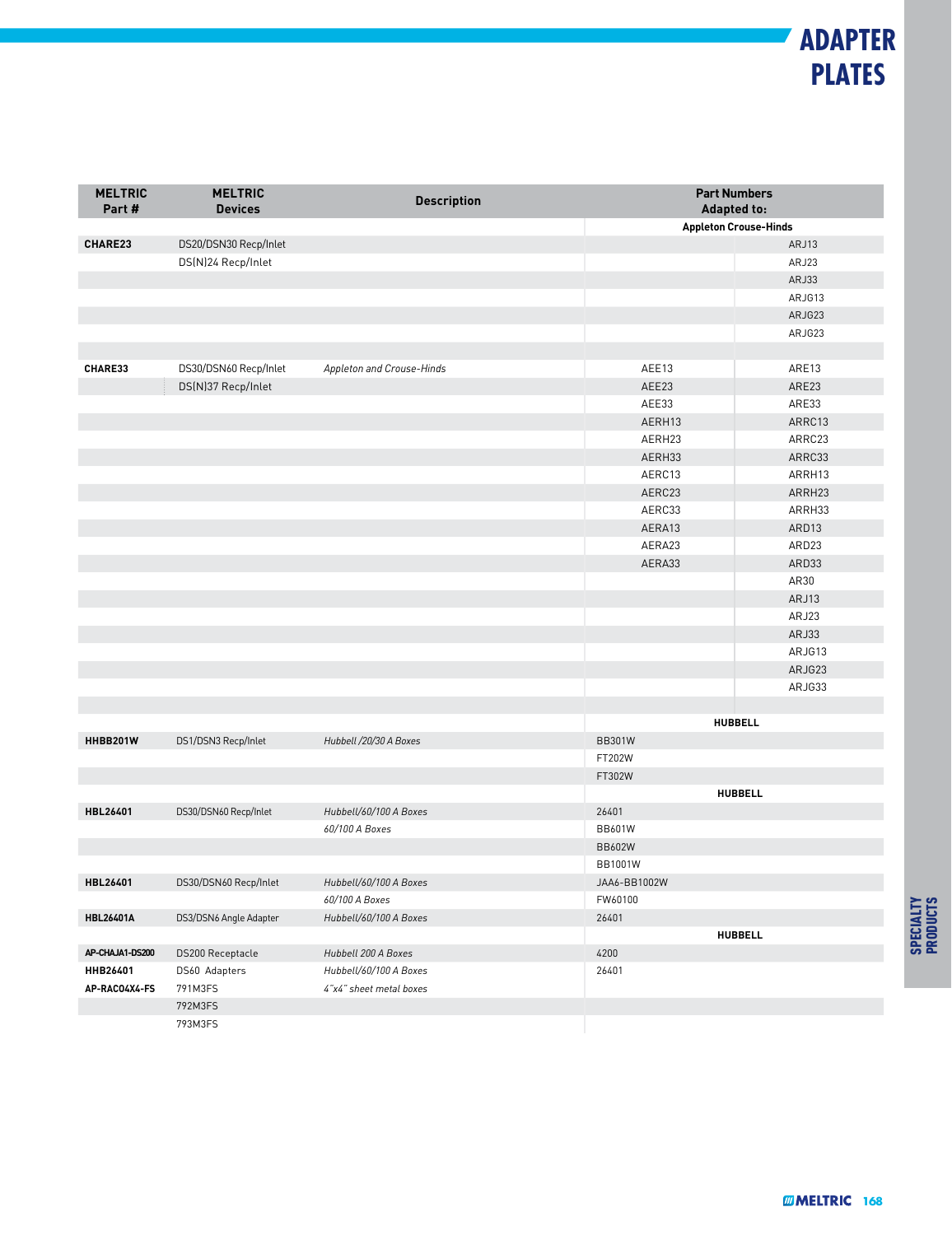# ADAPTER PLATES

| MELTRIC Part # | MELTRIC Devices | Description | Part Numbers Adapted to: | |
|---|---|---|---|---|
| | | | Appleton Crouse-Hinds | |
| **CHARE23** | DS20/DSN30 Recp/Inlet | | | ARJ13 |
| | DS(N)24 Recp/Inlet | | | ARJ23 |
| | | | | ARJ33 |
| | | | | ARJG13 |
| | | | | ARJG23 |
| | | | | ARJG23 |
| | | | | |
| **CHARE33** | DS30/DSN60 Recp/Inlet | *Appleton and Crouse-Hinds* | AEE13 | ARE13 |
| | DS(N)37 Recp/Inlet | | AEE23 | ARE23 |
| | | | AEE33 | ARE33 |
| | | | AERH13 | ARRC13 |
| | | | AERH23 | ARRC23 |
| | | | AERH33 | ARRC33 |
| | | | AERC13 | ARRH13 |
| | | | AERC23 | ARRH23 |
| | | | AERC33 | ARRH33 |
| | | | AERA13 | ARD13 |
| | | | AERA23 | ARD23 |
| | | | AERA33 | ARD33 |
| | | | | AR30 |
| | | | | ARJ13 |
| | | | | ARJ23 |
| | | | | ARJ33 |
| | | | | ARJG13 |
| | | | | ARJG23 |
| | | | | ARJG33 |
| | | | | |
| | | | HUBBELL | |
| **HHBB201W** | DS1/DSN3 Recp/Inlet | *Hubbell /20/30 A Boxes* | BB301W | |
| | | | FT202W | |
| | | | FT302W | |
| | | | HUBBELL | |
| **HBL26401** | DS30/DSN60 Recp/Inlet | *Hubbell/60/100 A Boxes* | 26401 | |
| | | *60/100 A Boxes* | BB601W | |
| | | | BB602W | |
| | | | BB1001W | |
| **HBL26401** | DS30/DSN60 Recp/Inlet | *Hubbell/60/100 A Boxes* | JAA6-BB1002W | |
| | | *60/100 A Boxes* | FW60100 | |
| **HBL26401A** | DS3/DSN6 Angle Adapter | *Hubbell/60/100 A Boxes* | 26401 | |
| | | | HUBBELL | |
| **AP-CHAJA1-DS200** | DS200 Receptacle | *Hubbell 200 A Boxes* | 4200 | |
| **HHB26401** | DS60 Adapters | *Hubbell/60/100 A Boxes* | 26401 | |
| **AP-RACO4X4-FS** | 791M3FS | *4"x4" sheet metal boxes* | | |
| | 792M3FS | | | |
| | 793M3FS | | | |

SPECIALTY PRODUCTS